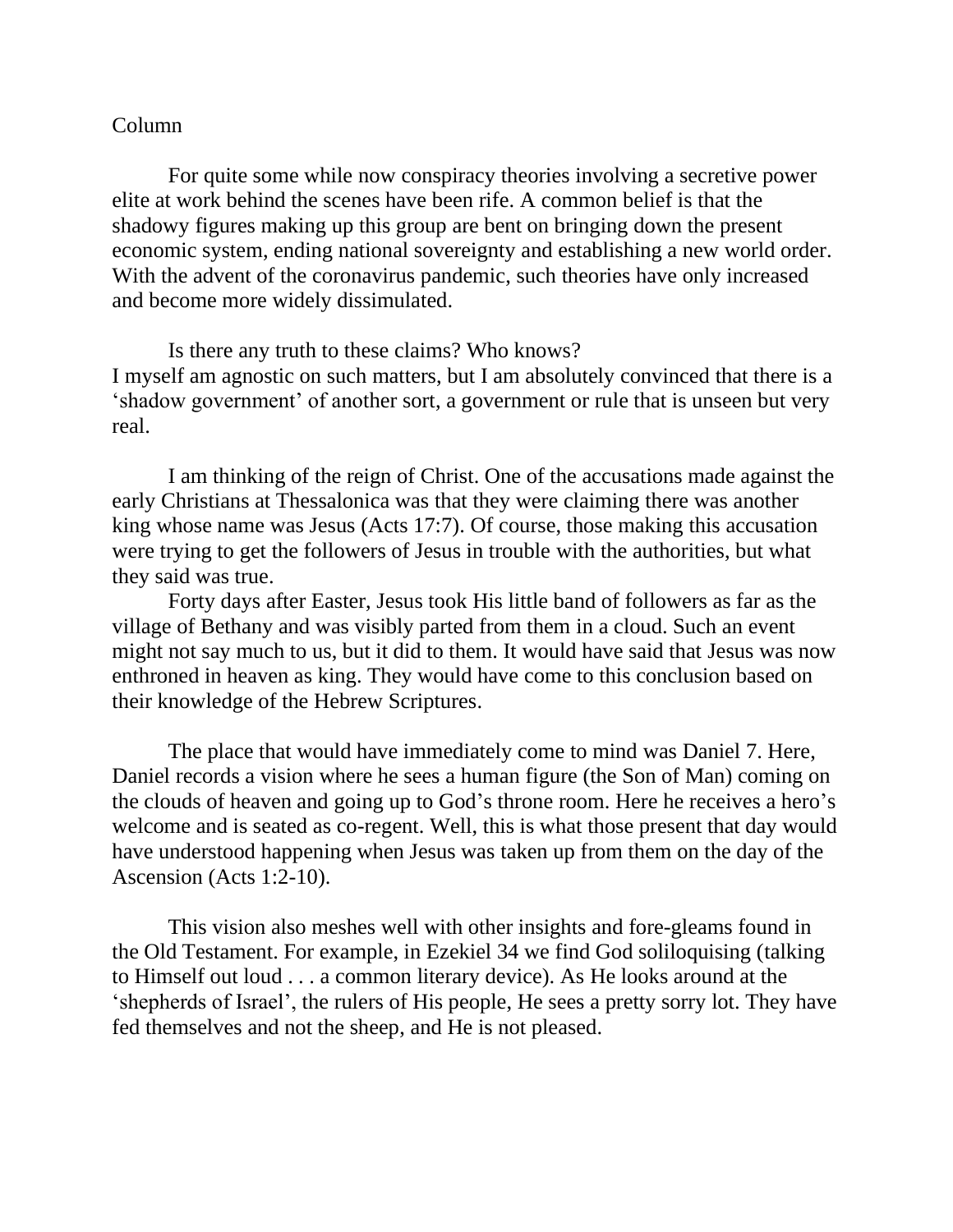Column

For quite some while now conspiracy theories involving a secretive power elite at work behind the scenes have been rife. A common belief is that the shadowy figures making up this group are bent on bringing down the present economic system, ending national sovereignty and establishing a new world order. With the advent of the coronavirus pandemic, such theories have only increased and become more widely dissimulated.

Is there any truth to these claims? Who knows?
I myself am agnostic on such matters, but I am absolutely convinced that there is a 'shadow government' of another sort, a government or rule that is unseen but very real.

I am thinking of the reign of Christ. One of the accusations made against the early Christians at Thessalonica was that they were claiming there was another king whose name was Jesus (Acts 17:7). Of course, those making this accusation were trying to get the followers of Jesus in trouble with the authorities, but what they said was true.

Forty days after Easter, Jesus took His little band of followers as far as the village of Bethany and was visibly parted from them in a cloud. Such an event might not say much to us, but it did to them. It would have said that Jesus was now enthroned in heaven as king. They would have come to this conclusion based on their knowledge of the Hebrew Scriptures.

The place that would have immediately come to mind was Daniel 7. Here, Daniel records a vision where he sees a human figure (the Son of Man) coming on the clouds of heaven and going up to God's throne room. Here he receives a hero's welcome and is seated as co-regent. Well, this is what those present that day would have understood happening when Jesus was taken up from them on the day of the Ascension (Acts 1:2-10).

This vision also meshes well with other insights and fore-gleams found in the Old Testament. For example, in Ezekiel 34 we find God soliloquising (talking to Himself out loud . . . a common literary device). As He looks around at the 'shepherds of Israel', the rulers of His people, He sees a pretty sorry lot. They have fed themselves and not the sheep, and He is not pleased.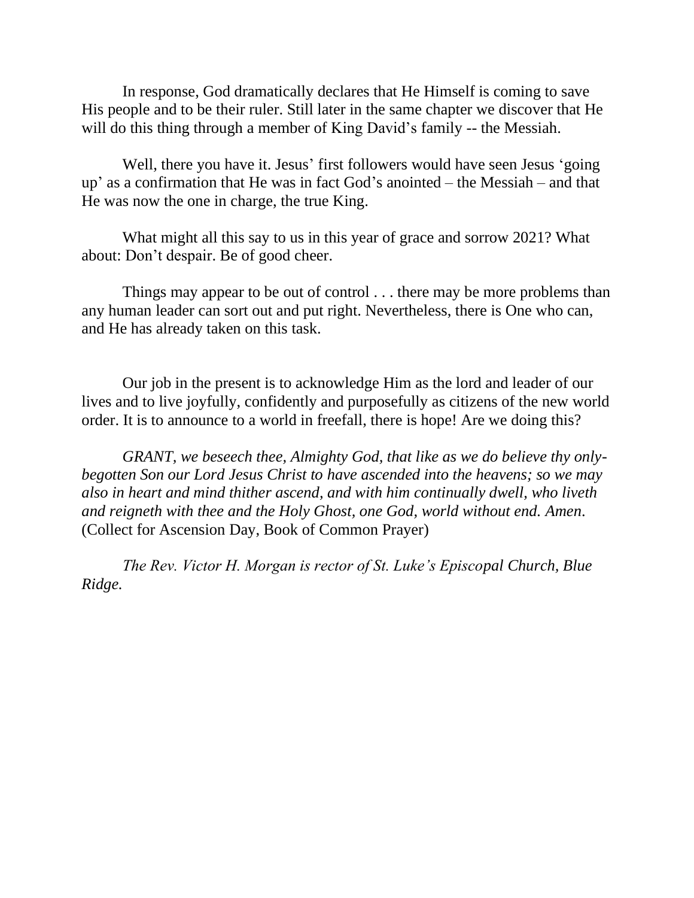In response, God dramatically declares that He Himself is coming to save His people and to be their ruler. Still later in the same chapter we discover that He will do this thing through a member of King David's family -- the Messiah.

Well, there you have it. Jesus' first followers would have seen Jesus 'going up' as a confirmation that He was in fact God's anointed – the Messiah – and that He was now the one in charge, the true King.

What might all this say to us in this year of grace and sorrow 2021? What about: Don't despair. Be of good cheer.

Things may appear to be out of control . . . there may be more problems than any human leader can sort out and put right. Nevertheless, there is One who can, and He has already taken on this task.

Our job in the present is to acknowledge Him as the lord and leader of our lives and to live joyfully, confidently and purposefully as citizens of the new world order. It is to announce to a world in freefall, there is hope! Are we doing this?

*GRANT, we beseech thee, Almighty God, that like as we do believe thy only-begotten Son our Lord Jesus Christ to have ascended into the heavens; so we may also in heart and mind thither ascend, and with him continually dwell, who liveth and reigneth with thee and the Holy Ghost, one God, world without end. Amen.* (Collect for Ascension Day, Book of Common Prayer)

*The Rev. Victor H. Morgan is rector of St. Luke's Episcopal Church, Blue Ridge.*